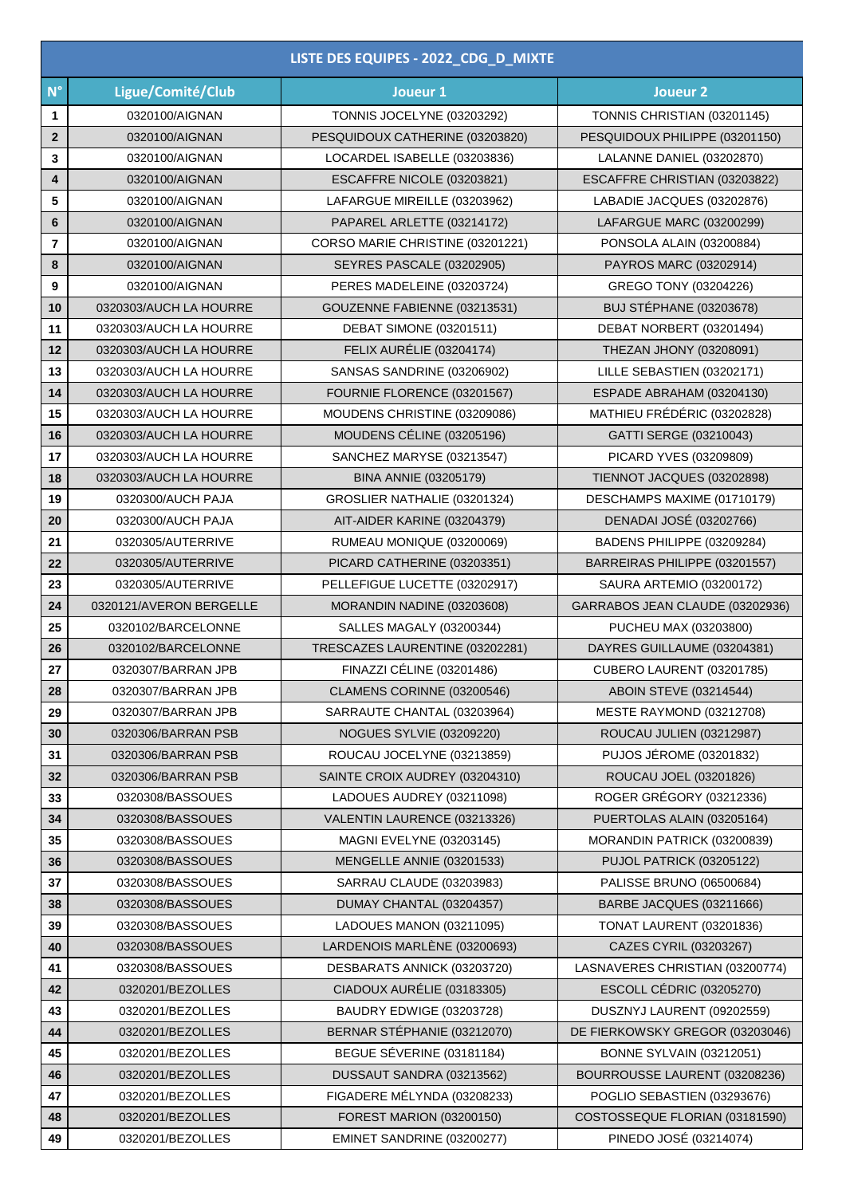| LISTE DES EQUIPES - 2022_CDG_D_MIXTE | | | |
|---|---|---|---|
| N° | Ligue/Comité/Club | Joueur 1 | Joueur 2 |
| 1 | 0320100/AIGNAN | TONNIS JOCELYNE (03203292) | TONNIS CHRISTIAN (03201145) |
| 2 | 0320100/AIGNAN | PESQUIDOUX CATHERINE (03203820) | PESQUIDOUX PHILIPPE (03201150) |
| 3 | 0320100/AIGNAN | LOCARDEL ISABELLE (03203836) | LALANNE DANIEL (03202870) |
| 4 | 0320100/AIGNAN | ESCAFFRE NICOLE (03203821) | ESCAFFRE CHRISTIAN (03203822) |
| 5 | 0320100/AIGNAN | LAFARGUE MIREILLE (03203962) | LABADIE JACQUES (03202876) |
| 6 | 0320100/AIGNAN | PAPAREL ARLETTE (03214172) | LAFARGUE MARC (03200299) |
| 7 | 0320100/AIGNAN | CORSO MARIE CHRISTINE (03201221) | PONSOLA ALAIN (03200884) |
| 8 | 0320100/AIGNAN | SEYRES PASCALE (03202905) | PAYROS MARC (03202914) |
| 9 | 0320100/AIGNAN | PERES MADELEINE (03203724) | GREGO TONY (03204226) |
| 10 | 0320303/AUCH LA HOURRE | GOUZENNE FABIENNE (03213531) | BUJ STÉPHANE (03203678) |
| 11 | 0320303/AUCH LA HOURRE | DEBAT SIMONE (03201511) | DEBAT NORBERT (03201494) |
| 12 | 0320303/AUCH LA HOURRE | FELIX AURÉLIE (03204174) | THEZAN JHONY (03208091) |
| 13 | 0320303/AUCH LA HOURRE | SANSAS SANDRINE (03206902) | LILLE SEBASTIEN (03202171) |
| 14 | 0320303/AUCH LA HOURRE | FOURNIE FLORENCE (03201567) | ESPADE ABRAHAM (03204130) |
| 15 | 0320303/AUCH LA HOURRE | MOUDENS CHRISTINE (03209086) | MATHIEU FRÉDÉRIC (03202828) |
| 16 | 0320303/AUCH LA HOURRE | MOUDENS CÉLINE (03205196) | GATTI SERGE (03210043) |
| 17 | 0320303/AUCH LA HOURRE | SANCHEZ MARYSE (03213547) | PICARD YVES (03209809) |
| 18 | 0320303/AUCH LA HOURRE | BINA ANNIE (03205179) | TIENNOT JACQUES (03202898) |
| 19 | 0320300/AUCH PAJA | GROSLIER NATHALIE (03201324) | DESCHAMPS MAXIME (01710179) |
| 20 | 0320300/AUCH PAJA | AIT-AIDER KARINE (03204379) | DENADAI JOSÉ (03202766) |
| 21 | 0320305/AUTERRIVE | RUMEAU MONIQUE (03200069) | BADENS PHILIPPE (03209284) |
| 22 | 0320305/AUTERRIVE | PICARD CATHERINE (03203351) | BARREIRAS PHILIPPE (03201557) |
| 23 | 0320305/AUTERRIVE | PELLEFIGUE LUCETTE (03202917) | SAURA ARTEMIO (03200172) |
| 24 | 0320121/AVERON BERGELLE | MORANDIN NADINE (03203608) | GARRABOS JEAN CLAUDE (03202936) |
| 25 | 0320102/BARCELONNE | SALLES MAGALY (03200344) | PUCHEU MAX (03203800) |
| 26 | 0320102/BARCELONNE | TRESCAZES LAURENTINE (03202281) | DAYRES GUILLAUME (03204381) |
| 27 | 0320307/BARRAN JPB | FINAZZI CÉLINE (03201486) | CUBERO LAURENT (03201785) |
| 28 | 0320307/BARRAN JPB | CLAMENS CORINNE (03200546) | ABOIN STEVE (03214544) |
| 29 | 0320307/BARRAN JPB | SARRAUTE CHANTAL (03203964) | MESTE RAYMOND (03212708) |
| 30 | 0320306/BARRAN PSB | NOGUES SYLVIE (03209220) | ROUCAU JULIEN (03212987) |
| 31 | 0320306/BARRAN PSB | ROUCAU JOCELYNE (03213859) | PUJOS JÉROME (03201832) |
| 32 | 0320306/BARRAN PSB | SAINTE CROIX AUDREY (03204310) | ROUCAU JOEL (03201826) |
| 33 | 0320308/BASSOUES | LADOUES AUDREY (03211098) | ROGER GRÉGORY (03212336) |
| 34 | 0320308/BASSOUES | VALENTIN LAURENCE (03213326) | PUERTOLAS ALAIN (03205164) |
| 35 | 0320308/BASSOUES | MAGNI EVELYNE (03203145) | MORANDIN PATRICK (03200839) |
| 36 | 0320308/BASSOUES | MENGELLE ANNIE (03201533) | PUJOL PATRICK (03205122) |
| 37 | 0320308/BASSOUES | SARRAU CLAUDE (03203983) | PALISSE BRUNO (06500684) |
| 38 | 0320308/BASSOUES | DUMAY CHANTAL (03204357) | BARBE JACQUES (03211666) |
| 39 | 0320308/BASSOUES | LADOUES MANON (03211095) | TONAT LAURENT (03201836) |
| 40 | 0320308/BASSOUES | LARDENOIS MARLÈNE (03200693) | CAZES CYRIL (03203267) |
| 41 | 0320308/BASSOUES | DESBARATS ANNICK (03203720) | LASNAVERES CHRISTIAN (03200774) |
| 42 | 0320201/BEZOLLES | CIADOUX AURÉLIE (03183305) | ESCOLL CÉDRIC (03205270) |
| 43 | 0320201/BEZOLLES | BAUDRY EDWIGE (03203728) | DUSZNYJ LAURENT (09202559) |
| 44 | 0320201/BEZOLLES | BERNAR STÉPHANIE (03212070) | DE FIERKOWSKY GREGOR (03203046) |
| 45 | 0320201/BEZOLLES | BEGUE SÉVERINE (03181184) | BONNE SYLVAIN (03212051) |
| 46 | 0320201/BEZOLLES | DUSSAUT SANDRA (03213562) | BOURROUSSE LAURENT (03208236) |
| 47 | 0320201/BEZOLLES | FIGADERE MÉLYNDA (03208233) | POGLIO SEBASTIEN (03293676) |
| 48 | 0320201/BEZOLLES | FOREST MARION (03200150) | COSTOSSEQUE FLORIAN (03181590) |
| 49 | 0320201/BEZOLLES | EMINET SANDRINE (03200277) | PINEDO JOSÉ (03214074) |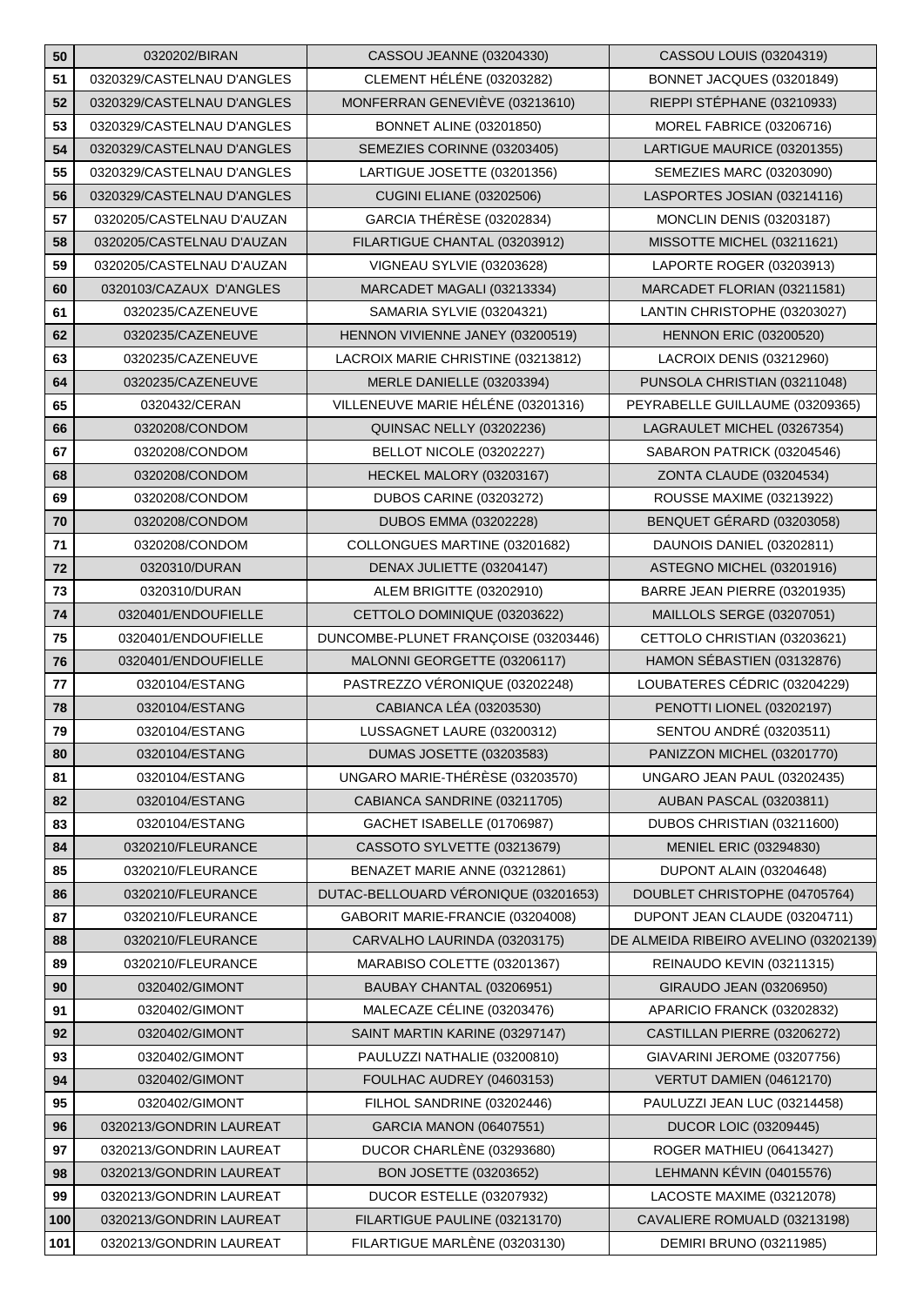| | | | |
|---|---|---|---|
| 50 | 0320202/BIRAN | CASSOU JEANNE (03204330) | CASSOU LOUIS (03204319) |
| 51 | 0320329/CASTELNAU D'ANGLES | CLEMENT HÉLÈNE (03203282) | BONNET JACQUES (03201849) |
| 52 | 0320329/CASTELNAU D'ANGLES | MONFERRAN GENEVIÈVE (03213610) | RIEPPI STÉPHANE (03210933) |
| 53 | 0320329/CASTELNAU D'ANGLES | BONNET ALINE (03201850) | MOREL FABRICE (03206716) |
| 54 | 0320329/CASTELNAU D'ANGLES | SEMEZIES CORINNE (03203405) | LARTIGUE MAURICE (03201355) |
| 55 | 0320329/CASTELNAU D'ANGLES | LARTIGUE JOSETTE (03201356) | SEMEZIES MARC (03203090) |
| 56 | 0320329/CASTELNAU D'ANGLES | CUGINI ELIANE (03202506) | LASPORTES JOSIAN (03214116) |
| 57 | 0320205/CASTELNAU D'AUZAN | GARCIA THÉRÈSE (03202834) | MONCLIN DENIS (03203187) |
| 58 | 0320205/CASTELNAU D'AUZAN | FILARTIGUE CHANTAL (03203912) | MISSOTTE MICHEL (03211621) |
| 59 | 0320205/CASTELNAU D'AUZAN | VIGNEAU SYLVIE (03203628) | LAPORTE ROGER (03203913) |
| 60 | 0320103/CAZAUX D'ANGLES | MARCADET MAGALI (03213334) | MARCADET FLORIAN (03211581) |
| 61 | 0320235/CAZENEUVE | SAMARIA SYLVIE (03204321) | LANTIN CHRISTOPHE (03203027) |
| 62 | 0320235/CAZENEUVE | HENNON VIVIENNE JANEY (03200519) | HENNON ERIC (03200520) |
| 63 | 0320235/CAZENEUVE | LACROIX MARIE CHRISTINE (03213812) | LACROIX DENIS (03212960) |
| 64 | 0320235/CAZENEUVE | MERLE DANIELLE (03203394) | PUNSOLA CHRISTIAN (03211048) |
| 65 | 0320432/CERAN | VILLENEUVE MARIE HÉLÈNE (03201316) | PEYRABELLE GUILLAUME (03209365) |
| 66 | 0320208/CONDOM | QUINSAC NELLY (03202236) | LAGRAULET MICHEL (03267354) |
| 67 | 0320208/CONDOM | BELLOT NICOLE (03202227) | SABARON PATRICK (03204546) |
| 68 | 0320208/CONDOM | HECKEL MALORY (03203167) | ZONTA CLAUDE (03204534) |
| 69 | 0320208/CONDOM | DUBOS CARINE (03203272) | ROUSSE MAXIME (03213922) |
| 70 | 0320208/CONDOM | DUBOS EMMA (03202228) | BENQUET GÉRARD (03203058) |
| 71 | 0320208/CONDOM | COLLONGUES MARTINE (03201682) | DAUNOIS DANIEL (03202811) |
| 72 | 0320310/DURAN | DENAX JULIETTE (03204147) | ASTEGNO MICHEL (03201916) |
| 73 | 0320310/DURAN | ALEM BRIGITTE (03202910) | BARRE JEAN PIERRE (03201935) |
| 74 | 0320401/ENDOUFIELLE | CETTOLO DOMINIQUE (03203622) | MAILLOLS SERGE (03207051) |
| 75 | 0320401/ENDOUFIELLE | DUNCOMBE-PLUNET FRANÇOISE (03203446) | CETTOLO CHRISTIAN (03203621) |
| 76 | 0320401/ENDOUFIELLE | MALONNI GEORGETTE (03206117) | HAMON SÉBASTIEN (03132876) |
| 77 | 0320104/ESTANG | PASTREZZO VÉRONIQUE (03202248) | LOUBATERES CÉDRIC (03204229) |
| 78 | 0320104/ESTANG | CABIANCA LÉA (03203530) | PENOTTI LIONEL (03202197) |
| 79 | 0320104/ESTANG | LUSSAGNET LAURE (03200312) | SENTOU ANDRÉ (03203511) |
| 80 | 0320104/ESTANG | DUMAS JOSETTE (03203583) | PANIZZON MICHEL (03201770) |
| 81 | 0320104/ESTANG | UNGARO MARIE-THÉRÈSE (03203570) | UNGARO JEAN PAUL (03202435) |
| 82 | 0320104/ESTANG | CABIANCA SANDRINE (03211705) | AUBAN PASCAL (03203811) |
| 83 | 0320104/ESTANG | GACHET ISABELLE (01706987) | DUBOS CHRISTIAN (03211600) |
| 84 | 0320210/FLEURANCE | CASSOTO SYLVETTE (03213679) | MENIEL ERIC (03294830) |
| 85 | 0320210/FLEURANCE | BENAZET MARIE ANNE (03212861) | DUPONT ALAIN (03204648) |
| 86 | 0320210/FLEURANCE | DUTAC-BELLOUARD VÉRONIQUE (03201653) | DOUBLET CHRISTOPHE (04705764) |
| 87 | 0320210/FLEURANCE | GABORIT MARIE-FRANCIE (03204008) | DUPONT JEAN CLAUDE (03204711) |
| 88 | 0320210/FLEURANCE | CARVALHO LAURINDA (03203175) | DE ALMEIDA RIBEIRO AVELINO (03202139) |
| 89 | 0320210/FLEURANCE | MARABISO COLETTE (03201367) | REINAUDO KEVIN (03211315) |
| 90 | 0320402/GIMONT | BAUBAY CHANTAL (03206951) | GIRAUDO JEAN (03206950) |
| 91 | 0320402/GIMONT | MALECAZE CÉLINE (03203476) | APARICIO FRANCK (03202832) |
| 92 | 0320402/GIMONT | SAINT MARTIN KARINE (03297147) | CASTILLAN PIERRE (03206272) |
| 93 | 0320402/GIMONT | PAULUZZI NATHALIE (03200810) | GIAVARINI JEROME (03207756) |
| 94 | 0320402/GIMONT | FOULHAC AUDREY (04603153) | VERTUT DAMIEN (04612170) |
| 95 | 0320402/GIMONT | FILHOL SANDRINE (03202446) | PAULUZZI JEAN LUC (03214458) |
| 96 | 0320213/GONDRIN LAUREAT | GARCIA MANON (06407551) | DUCOR LOIC (03209445) |
| 97 | 0320213/GONDRIN LAUREAT | DUCOR CHARLÈNE (03293680) | ROGER MATHIEU (06413427) |
| 98 | 0320213/GONDRIN LAUREAT | BON JOSETTE (03203652) | LEHMANN KÉVIN (04015576) |
| 99 | 0320213/GONDRIN LAUREAT | DUCOR ESTELLE (03207932) | LACOSTE MAXIME (03212078) |
| 100 | 0320213/GONDRIN LAUREAT | FILARTIGUE PAULINE (03213170) | CAVALIERE ROMUALD (03213198) |
| 101 | 0320213/GONDRIN LAUREAT | FILARTIGUE MARLÈNE (03203130) | DEMIRI BRUNO (03211985) |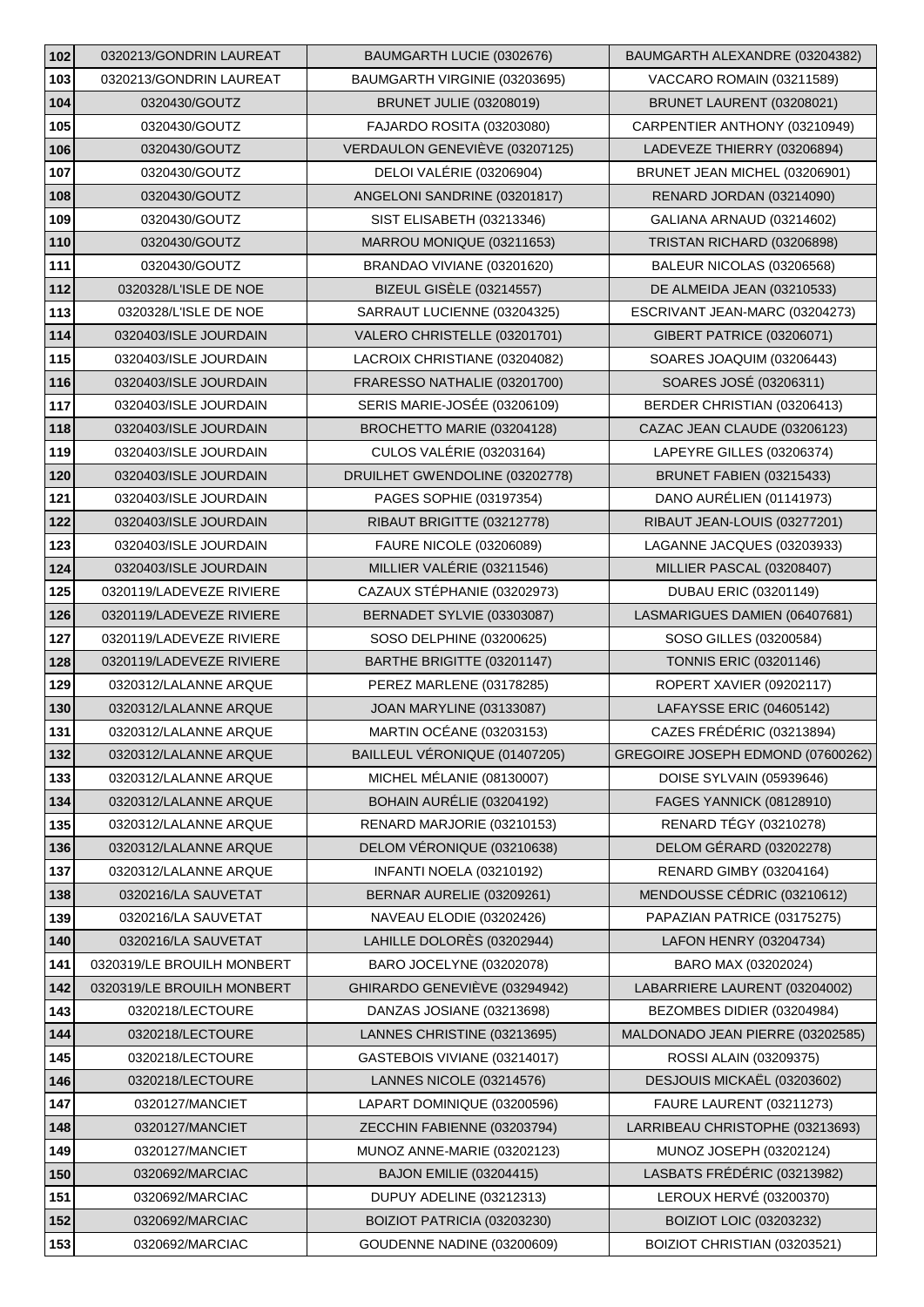| 102 | 0320213/GONDRIN LAUREAT | BAUMGARTH LUCIE (0302676) | BAUMGARTH ALEXANDRE (03204382) |
|---|---|---|---|
| 103 | 0320213/GONDRIN LAUREAT | BAUMGARTH VIRGINIE (03203695) | VACCARO ROMAIN (03211589) |
| 104 | 0320430/GOUTZ | BRUNET JULIE (03208019) | BRUNET LAURENT (03208021) |
| 105 | 0320430/GOUTZ | FAJARDO ROSITA (03203080) | CARPENTIER ANTHONY (03210949) |
| 106 | 0320430/GOUTZ | VERDAULON GENEVIÈVE (03207125) | LADEVEZE THIERRY (03206894) |
| 107 | 0320430/GOUTZ | DELOI VALÉRIE (03206904) | BRUNET JEAN MICHEL (03206901) |
| 108 | 0320430/GOUTZ | ANGELONI SANDRINE (03201817) | RENARD JORDAN (03214090) |
| 109 | 0320430/GOUTZ | SIST ELISABETH (03213346) | GALIANA ARNAUD (03214602) |
| 110 | 0320430/GOUTZ | MARROU MONIQUE (03211653) | TRISTAN RICHARD (03206898) |
| 111 | 0320430/GOUTZ | BRANDAO VIVIANE (03201620) | BALEUR NICOLAS (03206568) |
| 112 | 0320328/L'ISLE DE NOE | BIZEUL GISÈLE (03214557) | DE ALMEIDA JEAN (03210533) |
| 113 | 0320328/L'ISLE DE NOE | SARRAUT LUCIENNE (03204325) | ESCRIVANT JEAN-MARC (03204273) |
| 114 | 0320403/ISLE JOURDAIN | VALERO CHRISTELLE (03201701) | GIBERT PATRICE (03206071) |
| 115 | 0320403/ISLE JOURDAIN | LACROIX CHRISTIANE (03204082) | SOARES JOAQUIM (03206443) |
| 116 | 0320403/ISLE JOURDAIN | FRARESSO NATHALIE (03201700) | SOARES JOSÉ (03206311) |
| 117 | 0320403/ISLE JOURDAIN | SERIS MARIE-JOSÉE (03206109) | BERDER CHRISTIAN (03206413) |
| 118 | 0320403/ISLE JOURDAIN | BROCHETTO MARIE (03204128) | CAZAC JEAN CLAUDE (03206123) |
| 119 | 0320403/ISLE JOURDAIN | CULOS VALÉRIE (03203164) | LAPEYRE GILLES (03206374) |
| 120 | 0320403/ISLE JOURDAIN | DRUILHET GWENDOLINE (03202778) | BRUNET FABIEN (03215433) |
| 121 | 0320403/ISLE JOURDAIN | PAGES SOPHIE (03197354) | DANO AURÉLIEN (01141973) |
| 122 | 0320403/ISLE JOURDAIN | RIBAUT BRIGITTE (03212778) | RIBAUT JEAN-LOUIS (03277201) |
| 123 | 0320403/ISLE JOURDAIN | FAURE NICOLE (03206089) | LAGANNE JACQUES (03203933) |
| 124 | 0320403/ISLE JOURDAIN | MILLIER VALÉRIE (03211546) | MILLIER PASCAL (03208407) |
| 125 | 0320119/LADEVEZE RIVIERE | CAZAUX STÉPHANIE (03202973) | DUBAU ERIC (03201149) |
| 126 | 0320119/LADEVEZE RIVIERE | BERNADET SYLVIE (03303087) | LASMARIGUES DAMIEN (06407681) |
| 127 | 0320119/LADEVEZE RIVIERE | SOSO DELPHINE (03200625) | SOSO GILLES (03200584) |
| 128 | 0320119/LADEVEZE RIVIERE | BARTHE BRIGITTE (03201147) | TONNIS ERIC (03201146) |
| 129 | 0320312/LALANNE ARQUE | PEREZ MARLENE (03178285) | ROPERT XAVIER (09202117) |
| 130 | 0320312/LALANNE ARQUE | JOAN MARYLINE (03133087) | LAFAYSSE ERIC (04605142) |
| 131 | 0320312/LALANNE ARQUE | MARTIN OCÉANE (03203153) | CAZES FRÉDÉRIC (03213894) |
| 132 | 0320312/LALANNE ARQUE | BAILLEUL VÉRONIQUE (01407205) | GREGOIRE JOSEPH EDMOND (07600262) |
| 133 | 0320312/LALANNE ARQUE | MICHEL MÉLANIE (08130007) | DOISE SYLVAIN (05939646) |
| 134 | 0320312/LALANNE ARQUE | BOHAIN AURÉLIE (03204192) | FAGES YANNICK (08128910) |
| 135 | 0320312/LALANNE ARQUE | RENARD MARJORIE (03210153) | RENARD TÉGY (03210278) |
| 136 | 0320312/LALANNE ARQUE | DELOM VÉRONIQUE (03210638) | DELOM GÉRARD (03202278) |
| 137 | 0320312/LALANNE ARQUE | INFANTI NOELA (03210192) | RENARD GIMBY (03204164) |
| 138 | 0320216/LA SAUVETAT | BERNAR AURELIE (03209261) | MENDOUSSE CÉDRIC (03210612) |
| 139 | 0320216/LA SAUVETAT | NAVEAU ELODIE (03202426) | PAPAZIAN PATRICE (03175275) |
| 140 | 0320216/LA SAUVETAT | LAHILLE DOLORÈS (03202944) | LAFON HENRY (03204734) |
| 141 | 0320319/LE BROUILH MONBERT | BARO JOCELYNE (03202078) | BARO MAX (03202024) |
| 142 | 0320319/LE BROUILH MONBERT | GHIRARDO GENEVIÈVE (03294942) | LABARRIERE LAURENT (03204002) |
| 143 | 0320218/LECTOURE | DANZAS JOSIANE (03213698) | BEZOMBES DIDIER (03204984) |
| 144 | 0320218/LECTOURE | LANNES CHRISTINE (03213695) | MALDONADO JEAN PIERRE (03202585) |
| 145 | 0320218/LECTOURE | GASTEBOIS VIVIANE (03214017) | ROSSI ALAIN (03209375) |
| 146 | 0320218/LECTOURE | LANNES NICOLE (03214576) | DESJOUIS MICKAËL (03203602) |
| 147 | 0320127/MANCIET | LAPART DOMINIQUE (03200596) | FAURE LAURENT (03211273) |
| 148 | 0320127/MANCIET | ZECCHIN FABIENNE (03203794) | LARRIBEAU CHRISTOPHE (03213693) |
| 149 | 0320127/MANCIET | MUNOZ ANNE-MARIE (03202123) | MUNOZ JOSEPH (03202124) |
| 150 | 0320692/MARCIAC | BAJON EMILIE (03204415) | LASBATS FRÉDÉRIC (03213982) |
| 151 | 0320692/MARCIAC | DUPUY ADELINE (03212313) | LEROUX HERVÉ (03200370) |
| 152 | 0320692/MARCIAC | BOIZIOT PATRICIA (03203230) | BOIZIOT LOIC (03203232) |
| 153 | 0320692/MARCIAC | GOUDENNE NADINE (03200609) | BOIZIOT CHRISTIAN (03203521) |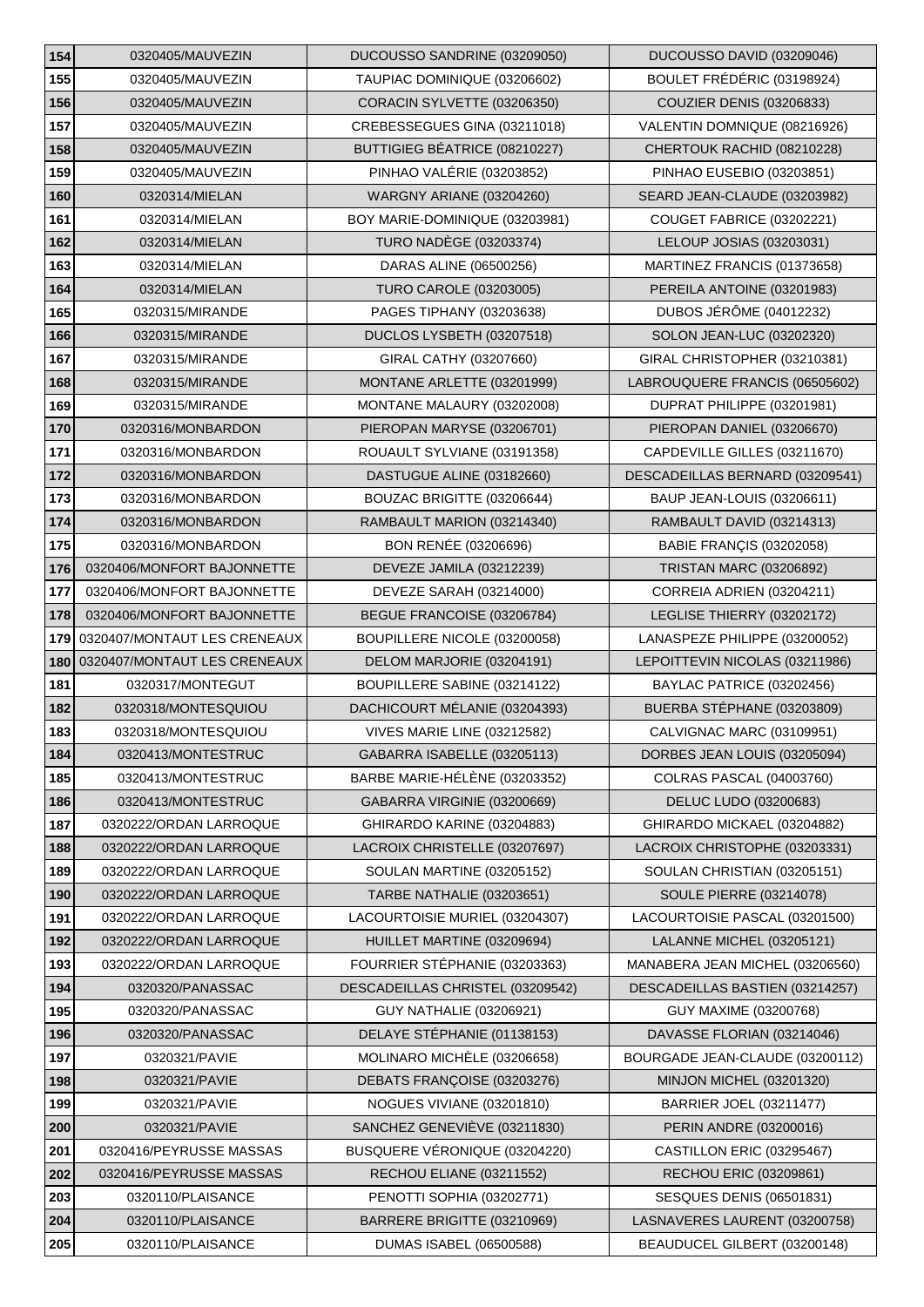| 154 | 0320405/MAUVEZIN | DUCOUSSO SANDRINE (03209050) | DUCOUSSO DAVID (03209046) |
|---|---|---|---|
| 155 | 0320405/MAUVEZIN | TAUPIAC DOMINIQUE (03206602) | BOULET FRÉDÉRIC (03198924) |
| 156 | 0320405/MAUVEZIN | CORACIN SYLVETTE (03206350) | COUZIER DENIS (03206833) |
| 157 | 0320405/MAUVEZIN | CREBESSEGUES GINA (03211018) | VALENTIN DOMNIQUE (08216926) |
| 158 | 0320405/MAUVEZIN | BUTTIGIEG BÉATRICE (08210227) | CHERTOUK RACHID (08210228) |
| 159 | 0320405/MAUVEZIN | PINHAO VALÉRIE (03203852) | PINHAO EUSEBIO (03203851) |
| 160 | 0320314/MIELAN | WARGNY ARIANE (03204260) | SEARD JEAN-CLAUDE (03203982) |
| 161 | 0320314/MIELAN | BOY MARIE-DOMINIQUE (03203981) | COUGET FABRICE (03202221) |
| 162 | 0320314/MIELAN | TURO NADÈGE (03203374) | LELOUP JOSIAS (03203031) |
| 163 | 0320314/MIELAN | DARAS ALINE (06500256) | MARTINEZ FRANCIS (01373658) |
| 164 | 0320314/MIELAN | TURO CAROLE (03203005) | PEREILA ANTOINE (03201983) |
| 165 | 0320315/MIRANDE | PAGES TIPHANY (03203638) | DUBOS JÉRÔME (04012232) |
| 166 | 0320315/MIRANDE | DUCLOS LYSBETH (03207518) | SOLON JEAN-LUC (03202320) |
| 167 | 0320315/MIRANDE | GIRAL CATHY (03207660) | GIRAL CHRISTOPHER (03210381) |
| 168 | 0320315/MIRANDE | MONTANE ARLETTE (03201999) | LABROUQUERE FRANCIS (06505602) |
| 169 | 0320315/MIRANDE | MONTANE MALAURY (03202008) | DUPRAT PHILIPPE (03201981) |
| 170 | 0320316/MONBARDON | PIEROPAN MARYSE (03206701) | PIEROPAN DANIEL (03206670) |
| 171 | 0320316/MONBARDON | ROUAULT SYLVIANE (03191358) | CAPDEVILLE GILLES (03211670) |
| 172 | 0320316/MONBARDON | DASTUGUE ALINE (03182660) | DESCADEILLAS BERNARD (03209541) |
| 173 | 0320316/MONBARDON | BOUZAC BRIGITTE (03206644) | BAUP JEAN-LOUIS (03206611) |
| 174 | 0320316/MONBARDON | RAMBAULT MARION (03214340) | RAMBAULT DAVID (03214313) |
| 175 | 0320316/MONBARDON | BON RENÉE (03206696) | BABIE FRANÇIS (03202058) |
| 176 | 0320406/MONFORT BAJONNETTE | DEVEZE JAMILA (03212239) | TRISTAN MARC (03206892) |
| 177 | 0320406/MONFORT BAJONNETTE | DEVEZE SARAH (03214000) | CORREIA ADRIEN (03204211) |
| 178 | 0320406/MONFORT BAJONNETTE | BEGUE FRANCOISE (03206784) | LEGLISE THIERRY (03202172) |
| 179 | 0320407/MONTAUT LES CRENEAUX | BOUPILLERE NICOLE (03200058) | LANASPEZE PHILIPPE (03200052) |
| 180 | 0320407/MONTAUT LES CRENEAUX | DELOM MARJORIE (03204191) | LEPOITTEVIN NICOLAS (03211986) |
| 181 | 0320317/MONTEGUT | BOUPILLERE SABINE (03214122) | BAYLAC PATRICE (03202456) |
| 182 | 0320318/MONTESQUIOU | DACHICOURT MÉLANIE (03204393) | BUERBA STÉPHANE (03203809) |
| 183 | 0320318/MONTESQUIOU | VIVES MARIE LINE (03212582) | CALVIGNAC MARC (03109951) |
| 184 | 0320413/MONTESTRUC | GABARRA ISABELLE (03205113) | DORBES JEAN LOUIS (03205094) |
| 185 | 0320413/MONTESTRUC | BARBE MARIE-HÉLÈNE (03203352) | COLRAS PASCAL (04003760) |
| 186 | 0320413/MONTESTRUC | GABARRA VIRGINIE (03200669) | DELUC LUDO (03200683) |
| 187 | 0320222/ORDAN LARROQUE | GHIRARDO KARINE (03204883) | GHIRARDO MICKAEL (03204882) |
| 188 | 0320222/ORDAN LARROQUE | LACROIX CHRISTELLE (03207697) | LACROIX CHRISTOPHE (03203331) |
| 189 | 0320222/ORDAN LARROQUE | SOULAN MARTINE (03205152) | SOULAN CHRISTIAN (03205151) |
| 190 | 0320222/ORDAN LARROQUE | TARBE NATHALIE (03203651) | SOULE PIERRE (03214078) |
| 191 | 0320222/ORDAN LARROQUE | LACOURTOISIE MURIEL (03204307) | LACOURTOISIE PASCAL (03201500) |
| 192 | 0320222/ORDAN LARROQUE | HUILLET MARTINE (03209694) | LALANNE MICHEL (03205121) |
| 193 | 0320222/ORDAN LARROQUE | FOURRIER STÉPHANIE (03203363) | MANABERA JEAN MICHEL (03206560) |
| 194 | 0320320/PANASSAC | DESCADEILLAS CHRISTEL (03209542) | DESCADEILLAS BASTIEN (03214257) |
| 195 | 0320320/PANASSAC | GUY NATHALIE (03206921) | GUY MAXIME (03200768) |
| 196 | 0320320/PANASSAC | DELAYE STÉPHANIE (01138153) | DAVASSE FLORIAN (03214046) |
| 197 | 0320321/PAVIE | MOLINARO MICHÈLE (03206658) | BOURGADE JEAN-CLAUDE (03200112) |
| 198 | 0320321/PAVIE | DEBATS FRANÇOISE (03203276) | MINJON MICHEL (03201320) |
| 199 | 0320321/PAVIE | NOGUES VIVIANE (03201810) | BARRIER JOEL (03211477) |
| 200 | 0320321/PAVIE | SANCHEZ GENEVIÈVE (03211830) | PERIN ANDRE (03200016) |
| 201 | 0320416/PEYRUSSE MASSAS | BUSQUERE VÉRONIQUE (03204220) | CASTILLON ERIC (03295467) |
| 202 | 0320416/PEYRUSSE MASSAS | RECHOU ELIANE (03211552) | RECHOU ERIC (03209861) |
| 203 | 0320110/PLAISANCE | PENOTTI SOPHIA (03202771) | SESQUES DENIS (06501831) |
| 204 | 0320110/PLAISANCE | BARRERE BRIGITTE (03210969) | LASNAVERES LAURENT (03200758) |
| 205 | 0320110/PLAISANCE | DUMAS ISABEL (06500588) | BEAUDUCEL GILBERT (03200148) |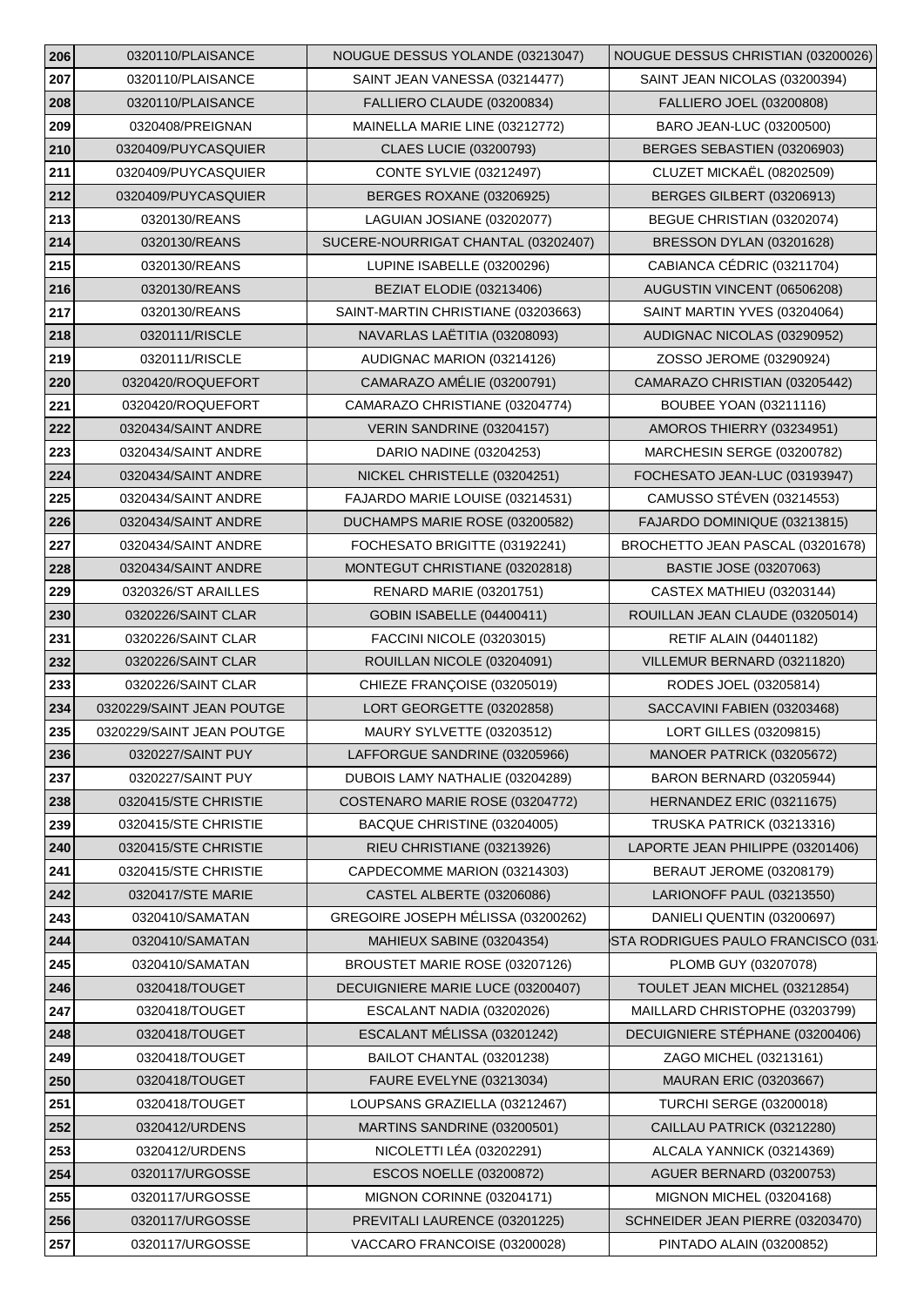| 206 | 0320110/PLAISANCE | NOUGUE DESSUS YOLANDE (03213047) | NOUGUE DESSUS CHRISTIAN (03200026) |
|---|---|---|---|
| 207 | 0320110/PLAISANCE | SAINT JEAN VANESSA (03214477) | SAINT JEAN NICOLAS (03200394) |
| 208 | 0320110/PLAISANCE | FALLIERO CLAUDE (03200834) | FALLIERO JOEL (03200808) |
| 209 | 0320408/PREIGNAN | MAINELLA MARIE LINE (03212772) | BARO JEAN-LUC (03200500) |
| 210 | 0320409/PUYCASQUIER | CLAES LUCIE (03200793) | BERGES SEBASTIEN (03206903) |
| 211 | 0320409/PUYCASQUIER | CONTE SYLVIE (03212497) | CLUZET MICKAËL (08202509) |
| 212 | 0320409/PUYCASQUIER | BERGES ROXANE (03206925) | BERGES GILBERT (03206913) |
| 213 | 0320130/REANS | LAGUIAN JOSIANE (03202077) | BEGUE CHRISTIAN (03202074) |
| 214 | 0320130/REANS | SUCERE-NOURRIGAT CHANTAL (03202407) | BRESSON DYLAN (03201628) |
| 215 | 0320130/REANS | LUPINE ISABELLE (03200296) | CABIANCA CÉDRIC (03211704) |
| 216 | 0320130/REANS | BEZIAT ELODIE (03213406) | AUGUSTIN VINCENT (06506208) |
| 217 | 0320130/REANS | SAINT-MARTIN CHRISTIANE (03203663) | SAINT MARTIN YVES (03204064) |
| 218 | 0320111/RISCLE | NAVARLAS LAËTITIA (03208093) | AUDIGNAC NICOLAS (03290952) |
| 219 | 0320111/RISCLE | AUDIGNAC MARION (03214126) | ZOSSO JEROME (03290924) |
| 220 | 0320420/ROQUEFORT | CAMARAZO AMÉLIE (03200791) | CAMARAZO CHRISTIAN (03205442) |
| 221 | 0320420/ROQUEFORT | CAMARAZO CHRISTIANE (03204774) | BOUBEE YOAN (03211116) |
| 222 | 0320434/SAINT ANDRE | VERIN SANDRINE (03204157) | AMOROS THIERRY (03234951) |
| 223 | 0320434/SAINT ANDRE | DARIO NADINE (03204253) | MARCHESIN SERGE (03200782) |
| 224 | 0320434/SAINT ANDRE | NICKEL CHRISTELLE (03204251) | FOCHESATO JEAN-LUC (03193947) |
| 225 | 0320434/SAINT ANDRE | FAJARDO MARIE LOUISE (03214531) | CAMUSSO STÉVEN (03214553) |
| 226 | 0320434/SAINT ANDRE | DUCHAMPS MARIE ROSE (03200582) | FAJARDO DOMINIQUE (03213815) |
| 227 | 0320434/SAINT ANDRE | FOCHESATO BRIGITTE (03192241) | BROCHETTO JEAN PASCAL (03201678) |
| 228 | 0320434/SAINT ANDRE | MONTEGUT CHRISTIANE (03202818) | BASTIE JOSE (03207063) |
| 229 | 0320326/ST ARAILLES | RENARD MARIE (03201751) | CASTEX MATHIEU (03203144) |
| 230 | 0320226/SAINT CLAR | GOBIN ISABELLE (04400411) | ROUILLAN JEAN CLAUDE (03205014) |
| 231 | 0320226/SAINT CLAR | FACCINI NICOLE (03203015) | RETIF ALAIN (04401182) |
| 232 | 0320226/SAINT CLAR | ROUILLAN NICOLE (03204091) | VILLEMUR BERNARD (03211820) |
| 233 | 0320226/SAINT CLAR | CHIEZE FRANÇOISE (03205019) | RODES JOEL (03205814) |
| 234 | 0320229/SAINT JEAN POUTGE | LORT GEORGETTE (03202858) | SACCAVINI FABIEN (03203468) |
| 235 | 0320229/SAINT JEAN POUTGE | MAURY SYLVETTE (03203512) | LORT GILLES (03209815) |
| 236 | 0320227/SAINT PUY | LAFFORGUE SANDRINE (03205966) | MANOER PATRICK (03205672) |
| 237 | 0320227/SAINT PUY | DUBOIS LAMY NATHALIE (03204289) | BARON BERNARD (03205944) |
| 238 | 0320415/STE CHRISTIE | COSTENARO MARIE ROSE (03204772) | HERNANDEZ ERIC (03211675) |
| 239 | 0320415/STE CHRISTIE | BACQUE CHRISTINE (03204005) | TRUSKA PATRICK (03213316) |
| 240 | 0320415/STE CHRISTIE | RIEU CHRISTIANE (03213926) | LAPORTE JEAN PHILIPPE (03201406) |
| 241 | 0320415/STE CHRISTIE | CAPDECOMME MARION (03214303) | BERAUT JEROME (03208179) |
| 242 | 0320417/STE MARIE | CASTEL ALBERTE (03206086) | LARIONOFF PAUL (03213550) |
| 243 | 0320410/SAMATAN | GREGOIRE JOSEPH MÉLISSA (03200262) | DANIELI QUENTIN (03200697) |
| 244 | 0320410/SAMATAN | MAHIEUX SABINE (03204354) | STA RODRIGUES PAULO FRANCISCO (031 |
| 245 | 0320410/SAMATAN | BROUSTET MARIE ROSE (03207126) | PLOMB GUY (03207078) |
| 246 | 0320418/TOUGET | DECUIGNIERE MARIE LUCE (03200407) | TOULET JEAN MICHEL (03212854) |
| 247 | 0320418/TOUGET | ESCALANT NADIA (03202026) | MAILLARD CHRISTOPHE (03203799) |
| 248 | 0320418/TOUGET | ESCALANT MÉLISSA (03201242) | DECUIGNIERE STÉPHANE (03200406) |
| 249 | 0320418/TOUGET | BAILOT CHANTAL (03201238) | ZAGO MICHEL (03213161) |
| 250 | 0320418/TOUGET | FAURE EVELYNE (03213034) | MAURAN ERIC (03203667) |
| 251 | 0320418/TOUGET | LOUPSANS GRAZIELLA (03212467) | TURCHI SERGE (03200018) |
| 252 | 0320412/URDENS | MARTINS SANDRINE (03200501) | CAILLAU PATRICK (03212280) |
| 253 | 0320412/URDENS | NICOLETTI LÉA (03202291) | ALCALA YANNICK (03214369) |
| 254 | 0320117/URGOSSE | ESCOS NOELLE (03200872) | AGUER BERNARD (03200753) |
| 255 | 0320117/URGOSSE | MIGNON CORINNE (03204171) | MIGNON MICHEL (03204168) |
| 256 | 0320117/URGOSSE | PREVITALI LAURENCE (03201225) | SCHNEIDER JEAN PIERRE (03203470) |
| 257 | 0320117/URGOSSE | VACCARO FRANCOISE (03200028) | PINTADO ALAIN (03200852) |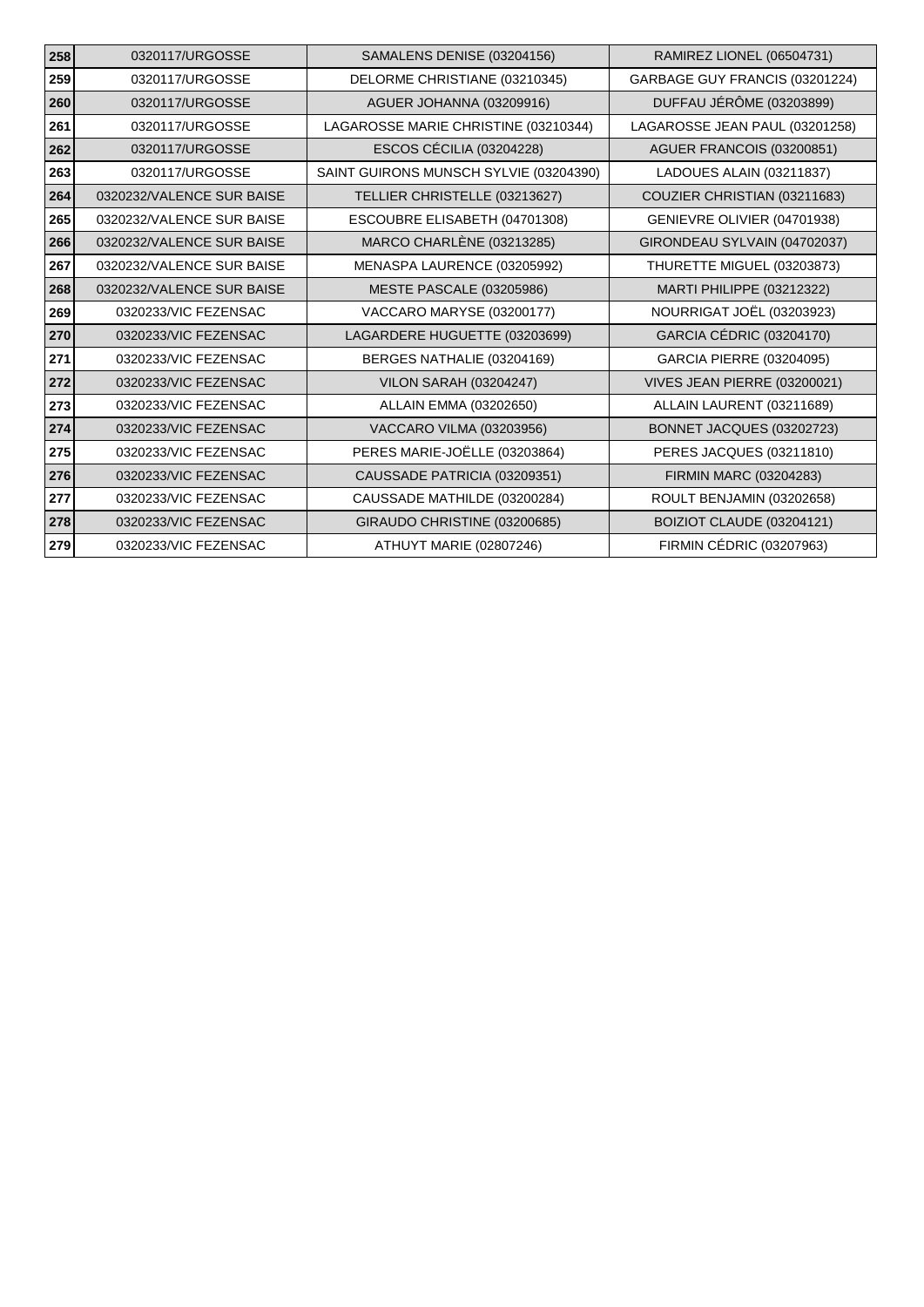| | | | |
|---|---|---|---|
| 258 | 0320117/URGOSSE | SAMALENS DENISE (03204156) | RAMIREZ LIONEL (06504731) |
| 259 | 0320117/URGOSSE | DELORME CHRISTIANE (03210345) | GARBAGE GUY FRANCIS (03201224) |
| 260 | 0320117/URGOSSE | AGUER JOHANNA (03209916) | DUFFAU JÉRÔME (03203899) |
| 261 | 0320117/URGOSSE | LAGAROSSE MARIE CHRISTINE (03210344) | LAGAROSSE JEAN PAUL (03201258) |
| 262 | 0320117/URGOSSE | ESCOS CÉCILIA (03204228) | AGUER FRANCOIS (03200851) |
| 263 | 0320117/URGOSSE | SAINT GUIRONS MUNSCH SYLVIE (03204390) | LADOUES ALAIN (03211837) |
| 264 | 0320232/VALENCE SUR BAISE | TELLIER CHRISTELLE (03213627) | COUZIER CHRISTIAN (03211683) |
| 265 | 0320232/VALENCE SUR BAISE | ESCOUBRE ELISABETH (04701308) | GENIEVRE OLIVIER (04701938) |
| 266 | 0320232/VALENCE SUR BAISE | MARCO CHARLÈNE (03213285) | GIRONDEAU SYLVAIN (04702037) |
| 267 | 0320232/VALENCE SUR BAISE | MENASPA LAURENCE (03205992) | THURETTE MIGUEL (03203873) |
| 268 | 0320232/VALENCE SUR BAISE | MESTE PASCALE (03205986) | MARTI PHILIPPE (03212322) |
| 269 | 0320233/VIC FEZENSAC | VACCARO MARYSE (03200177) | NOURRIGAT JOËL (03203923) |
| 270 | 0320233/VIC FEZENSAC | LAGARDERE HUGUETTE (03203699) | GARCIA CÉDRIC (03204170) |
| 271 | 0320233/VIC FEZENSAC | BERGES NATHALIE (03204169) | GARCIA PIERRE (03204095) |
| 272 | 0320233/VIC FEZENSAC | VILON SARAH (03204247) | VIVES JEAN PIERRE (03200021) |
| 273 | 0320233/VIC FEZENSAC | ALLAIN EMMA (03202650) | ALLAIN LAURENT (03211689) |
| 274 | 0320233/VIC FEZENSAC | VACCARO VILMA (03203956) | BONNET JACQUES (03202723) |
| 275 | 0320233/VIC FEZENSAC | PERES MARIE-JOËLLE (03203864) | PERES JACQUES (03211810) |
| 276 | 0320233/VIC FEZENSAC | CAUSSADE PATRICIA (03209351) | FIRMIN MARC (03204283) |
| 277 | 0320233/VIC FEZENSAC | CAUSSADE MATHILDE (03200284) | ROULT BENJAMIN (03202658) |
| 278 | 0320233/VIC FEZENSAC | GIRAUDO CHRISTINE (03200685) | BOIZIOT CLAUDE (03204121) |
| 279 | 0320233/VIC FEZENSAC | ATHUYT MARIE (02807246) | FIRMIN CÉDRIC (03207963) |